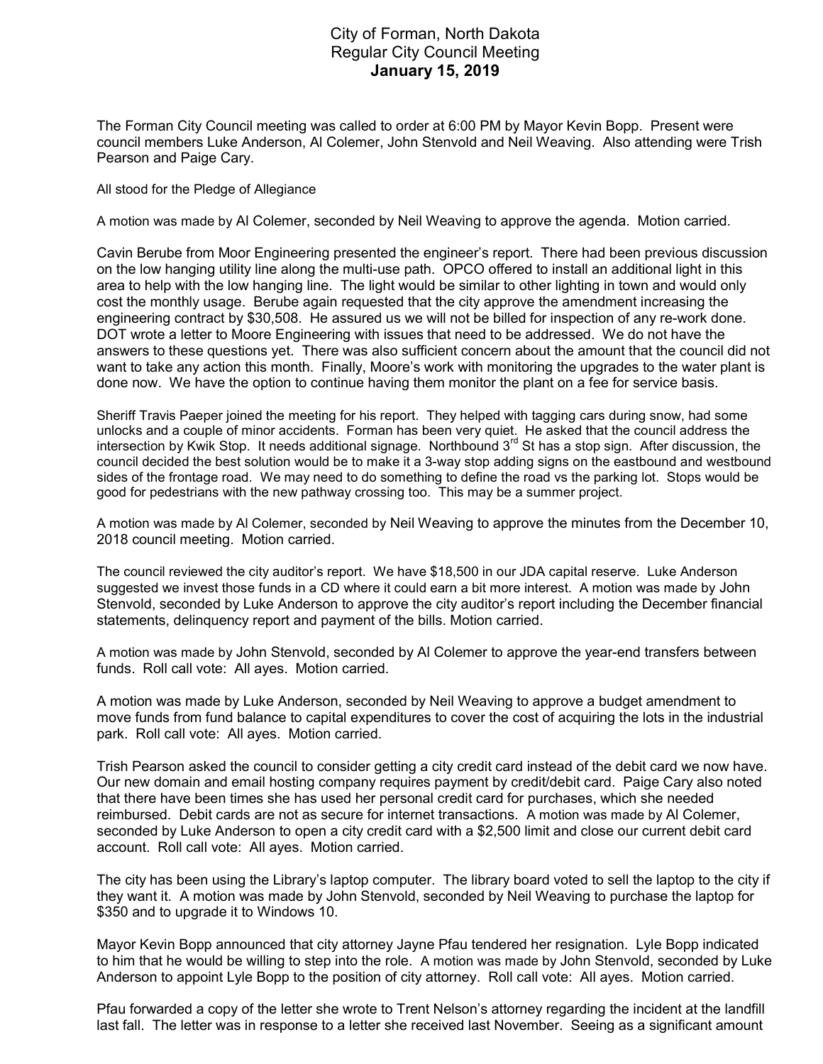# City of Forman, North Dakota
## Regular City Council Meeting
## **January 15, 2019**

The Forman City Council meeting was called to order at 6:00 PM by Mayor Kevin Bopp. Present were council members Luke Anderson, Al Colemer, John Stenvold and Neil Weaving. Also attending were Trish Pearson and Paige Cary.

All stood for the Pledge of Allegiance

A motion was made by Al Colemer, seconded by Neil Weaving to approve the agenda. Motion carried.

Cavin Berube from Moor Engineering presented the engineer's report. There had been previous discussion on the low hanging utility line along the multi-use path. OPCO offered to install an additional light in this area to help with the low hanging line. The light would be similar to other lighting in town and would only cost the monthly usage. Berube again requested that the city approve the amendment increasing the engineering contract by $30,508. He assured us we will not be billed for inspection of any re-work done. DOT wrote a letter to Moore Engineering with issues that need to be addressed. We do not have the answers to these questions yet. There was also sufficient concern about the amount that the council did not want to take any action this month. Finally, Moore's work with monitoring the upgrades to the water plant is done now. We have the option to continue having them monitor the plant on a fee for service basis.

Sheriff Travis Paeper joined the meeting for his report. They helped with tagging cars during snow, had some unlocks and a couple of minor accidents. Forman has been very quiet. He asked that the council address the intersection by Kwik Stop. It needs additional signage. Northbound 3rd St has a stop sign. After discussion, the council decided the best solution would be to make it a 3-way stop adding signs on the eastbound and westbound sides of the frontage road. We may need to do something to define the road vs the parking lot. Stops would be good for pedestrians with the new pathway crossing too. This may be a summer project.

A motion was made by Al Colemer, seconded by Neil Weaving to approve the minutes from the December 10, 2018 council meeting. Motion carried.

The council reviewed the city auditor's report. We have $18,500 in our JDA capital reserve. Luke Anderson suggested we invest those funds in a CD where it could earn a bit more interest. A motion was made by John Stenvold, seconded by Luke Anderson to approve the city auditor's report including the December financial statements, delinquency report and payment of the bills. Motion carried.

A motion was made by John Stenvold, seconded by Al Colemer to approve the year-end transfers between funds. Roll call vote: All ayes. Motion carried.

A motion was made by Luke Anderson, seconded by Neil Weaving to approve a budget amendment to move funds from fund balance to capital expenditures to cover the cost of acquiring the lots in the industrial park. Roll call vote: All ayes. Motion carried.

Trish Pearson asked the council to consider getting a city credit card instead of the debit card we now have. Our new domain and email hosting company requires payment by credit/debit card. Paige Cary also noted that there have been times she has used her personal credit card for purchases, which she needed reimbursed. Debit cards are not as secure for internet transactions. A motion was made by Al Colemer, seconded by Luke Anderson to open a city credit card with a $2,500 limit and close our current debit card account. Roll call vote: All ayes. Motion carried.

The city has been using the Library's laptop computer. The library board voted to sell the laptop to the city if they want it. A motion was made by John Stenvold, seconded by Neil Weaving to purchase the laptop for $350 and to upgrade it to Windows 10.

Mayor Kevin Bopp announced that city attorney Jayne Pfau tendered her resignation. Lyle Bopp indicated to him that he would be willing to step into the role. A motion was made by John Stenvold, seconded by Luke Anderson to appoint Lyle Bopp to the position of city attorney. Roll call vote: All ayes. Motion carried.

Pfau forwarded a copy of the letter she wrote to Trent Nelson's attorney regarding the incident at the landfill last fall. The letter was in response to a letter she received last November. Seeing as a significant amount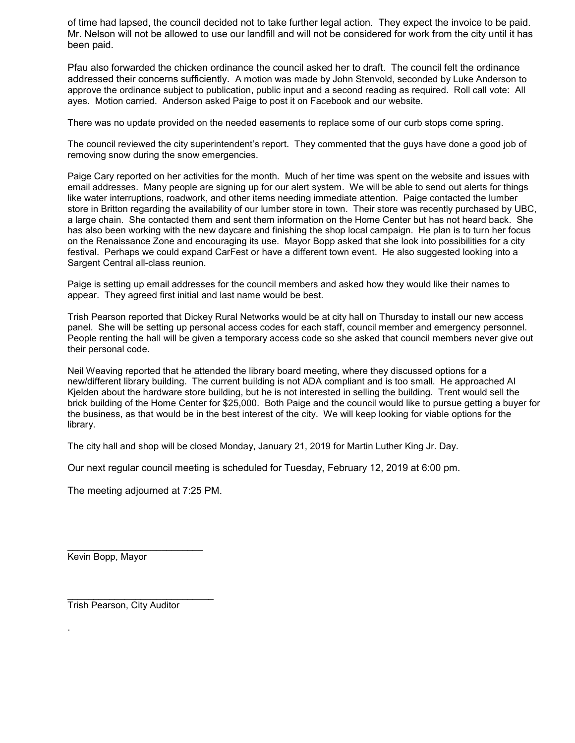of time had lapsed, the council decided not to take further legal action. They expect the invoice to be paid. Mr. Nelson will not be allowed to use our landfill and will not be considered for work from the city until it has been paid.

Pfau also forwarded the chicken ordinance the council asked her to draft. The council felt the ordinance addressed their concerns sufficiently. A motion was made by John Stenvold, seconded by Luke Anderson to approve the ordinance subject to publication, public input and a second reading as required. Roll call vote: All ayes. Motion carried. Anderson asked Paige to post it on Facebook and our website.

There was no update provided on the needed easements to replace some of our curb stops come spring.

The council reviewed the city superintendent's report. They commented that the guys have done a good job of removing snow during the snow emergencies.

Paige Cary reported on her activities for the month. Much of her time was spent on the website and issues with email addresses. Many people are signing up for our alert system. We will be able to send out alerts for things like water interruptions, roadwork, and other items needing immediate attention. Paige contacted the lumber store in Britton regarding the availability of our lumber store in town. Their store was recently purchased by UBC, a large chain. She contacted them and sent them information on the Home Center but has not heard back. She has also been working with the new daycare and finishing the shop local campaign. He plan is to turn her focus on the Renaissance Zone and encouraging its use. Mayor Bopp asked that she look into possibilities for a city festival. Perhaps we could expand CarFest or have a different town event. He also suggested looking into a Sargent Central all-class reunion.

Paige is setting up email addresses for the council members and asked how they would like their names to appear. They agreed first initial and last name would be best.

Trish Pearson reported that Dickey Rural Networks would be at city hall on Thursday to install our new access panel. She will be setting up personal access codes for each staff, council member and emergency personnel. People renting the hall will be given a temporary access code so she asked that council members never give out their personal code.

Neil Weaving reported that he attended the library board meeting, where they discussed options for a new/different library building. The current building is not ADA compliant and is too small. He approached Al Kjelden about the hardware store building, but he is not interested in selling the building. Trent would sell the brick building of the Home Center for $25,000. Both Paige and the council would like to pursue getting a buyer for the business, as that would be in the best interest of the city. We will keep looking for viable options for the library.

The city hall and shop will be closed Monday, January 21, 2019 for Martin Luther King Jr. Day.

Our next regular council meeting is scheduled for Tuesday, February 12, 2019 at 6:00 pm.

The meeting adjourned at 7:25 PM.

\_\_\_\_\_\_\_\_\_\_\_\_\_\_\_\_\_\_\_\_\_\_\_\_\_\_\_

Kevin Bopp, Mayor

\_\_\_\_\_\_\_\_\_\_\_\_\_\_\_\_\_\_\_\_\_\_\_\_\_\_\_\_

Trish Pearson, City Auditor

.